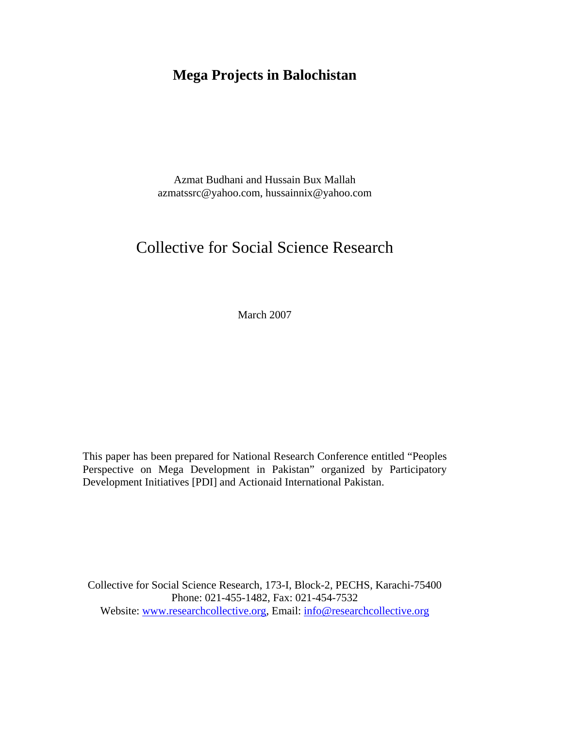# Mega Projects in Balochistan

Azmat Budhani and Hussain Bux Mallah
azmatssrc@yahoo.com, hussainnix@yahoo.com

## Collective for Social Science Research

March 2007

This paper has been prepared for National Research Conference entitled "Peoples Perspective on Mega Development in Pakistan" organized by Participatory Development Initiatives [PDI] and Actionaid International Pakistan.

Collective for Social Science Research, 173-I, Block-2, PECHS, Karachi-75400
Phone: 021-455-1482, Fax: 021-454-7532
Website: www.researchcollective.org, Email: info@researchcollective.org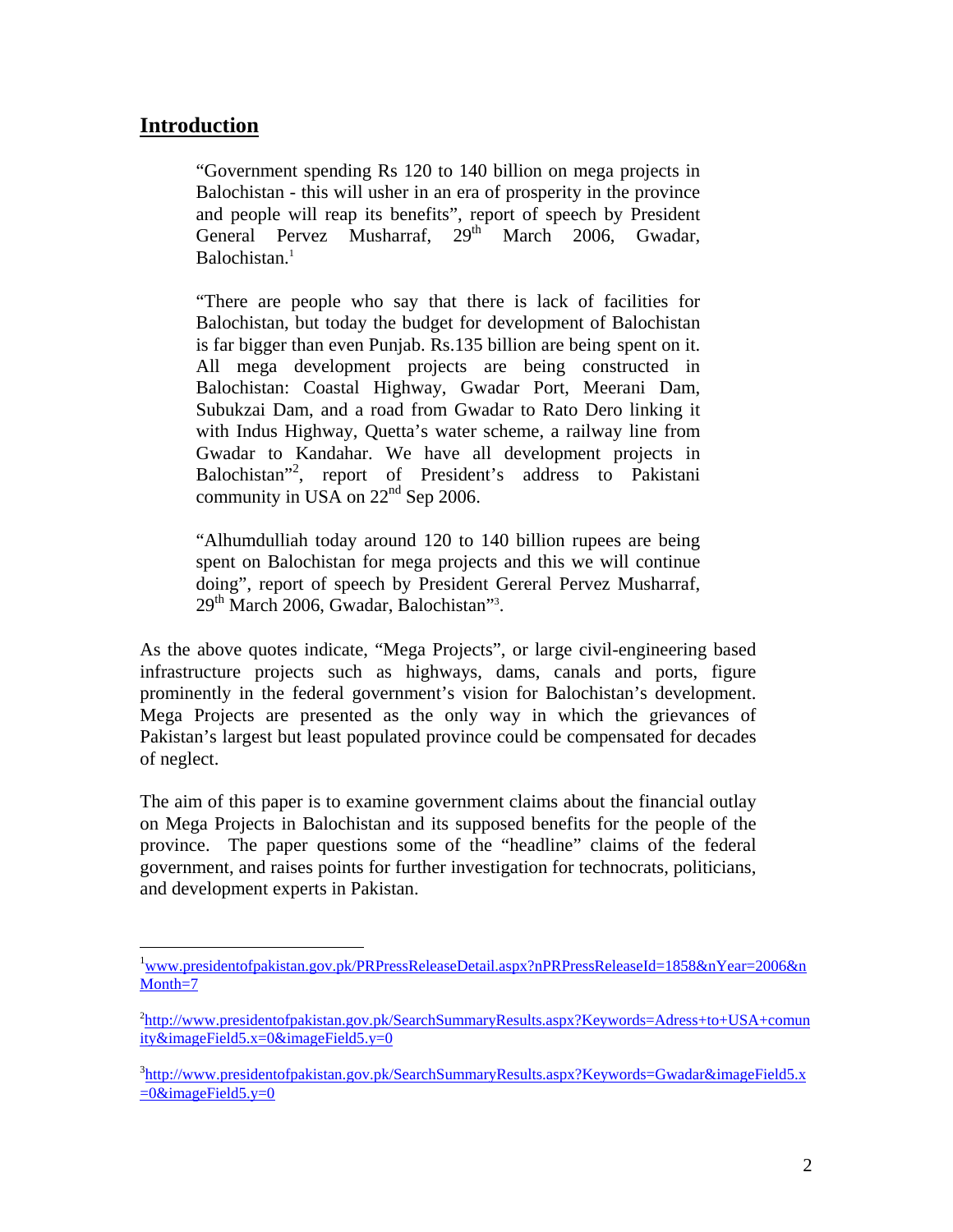## Introduction

> "Government spending Rs 120 to 140 billion on mega projects in Balochistan - this will usher in an era of prosperity in the province and people will reap its benefits", report of speech by President General Pervez Musharraf, 29th March 2006, Gwadar, Balochistan.[1]
>
> "There are people who say that there is lack of facilities for Balochistan, but today the budget for development of Balochistan is far bigger than even Punjab. Rs.135 billion are being spent on it. All mega development projects are being constructed in Balochistan: Coastal Highway, Gwadar Port, Meerani Dam, Subukzai Dam, and a road from Gwadar to Rato Dero linking it with Indus Highway, Quetta's water scheme, a railway line from Gwadar to Kandahar. We have all development projects in Balochistan"[2], report of President's address to Pakistani community in USA on 22nd Sep 2006.
>
> "Alhumdulliah today around 120 to 140 billion rupees are being spent on Balochistan for mega projects and this we will continue doing", report of speech by President Gereral Pervez Musharraf, 29th March 2006, Gwadar, Balochistan"[3].

As the above quotes indicate, "Mega Projects", or large civil-engineering based infrastructure projects such as highways, dams, canals and ports, figure prominently in the federal government's vision for Balochistan's development. Mega Projects are presented as the only way in which the grievances of Pakistan's largest but least populated province could be compensated for decades of neglect.

The aim of this paper is to examine government claims about the financial outlay on Mega Projects in Balochistan and its supposed benefits for the people of the province. The paper questions some of the "headline" claims of the federal government, and raises points for further investigation for technocrats, politicians, and development experts in Pakistan.

---

[1] www.presidentofpakistan.gov.pk/PRPressReleaseDetail.aspx?nPRPressReleaseId=1858&nYear=2006&nMonth=7

[2] http://www.presidentofpakistan.gov.pk/SearchSummaryResults.aspx?Keywords=Adress+to+USA+comunity&imageField5.x=0&imageField5.y=0

[3] http://www.presidentofpakistan.gov.pk/SearchSummaryResults.aspx?Keywords=Gwadar&imageField5.x=0&imageField5.y=0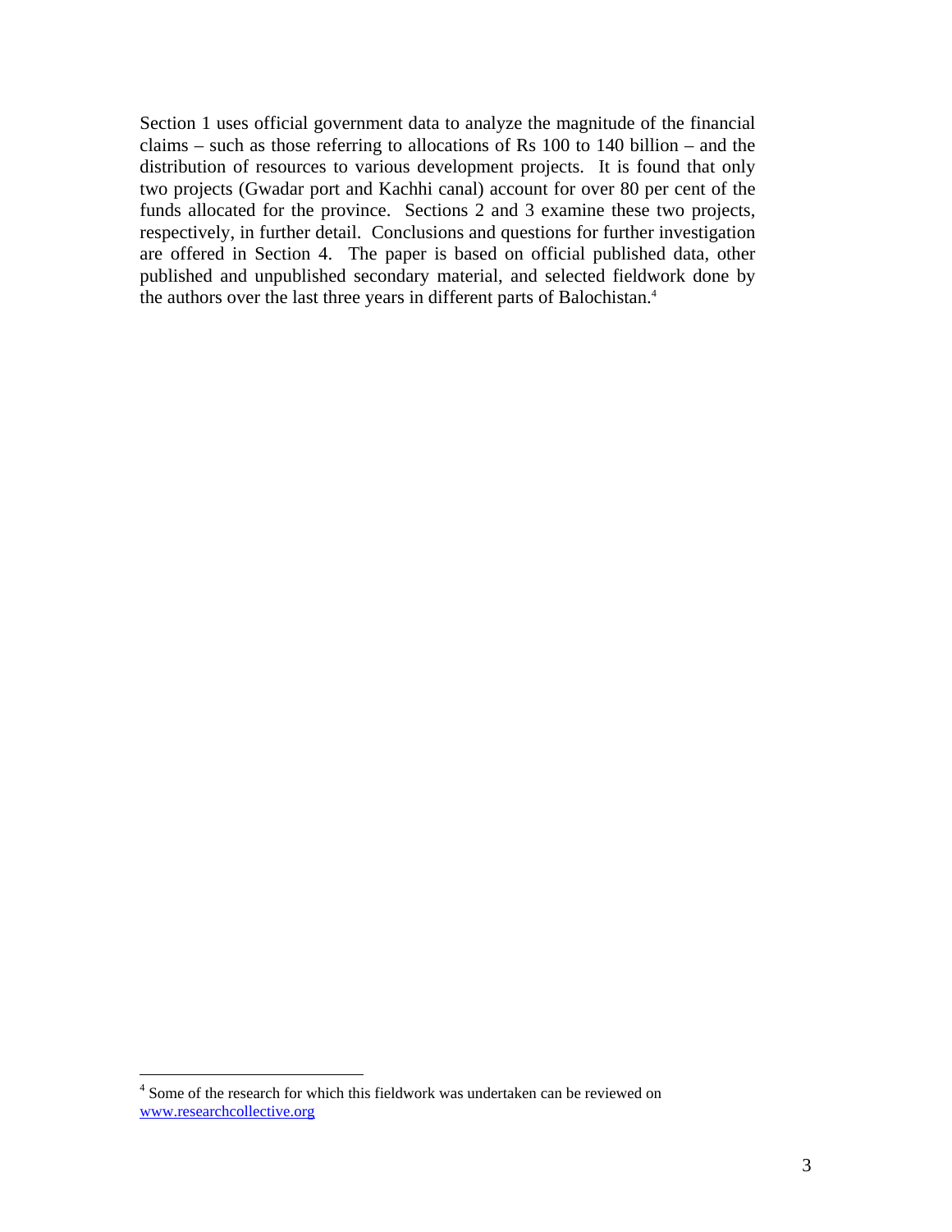Section 1 uses official government data to analyze the magnitude of the financial claims – such as those referring to allocations of Rs 100 to 140 billion – and the distribution of resources to various development projects. It is found that only two projects (Gwadar port and Kachhi canal) account for over 80 per cent of the funds allocated for the province. Sections 2 and 3 examine these two projects, respectively, in further detail. Conclusions and questions for further investigation are offered in Section 4. The paper is based on official published data, other published and unpublished secondary material, and selected fieldwork done by the authors over the last three years in different parts of Balochistan.[4]

---

[4] Some of the research for which this fieldwork was undertaken can be reviewed on [www.researchcollective.org](http://www.researchcollective.org)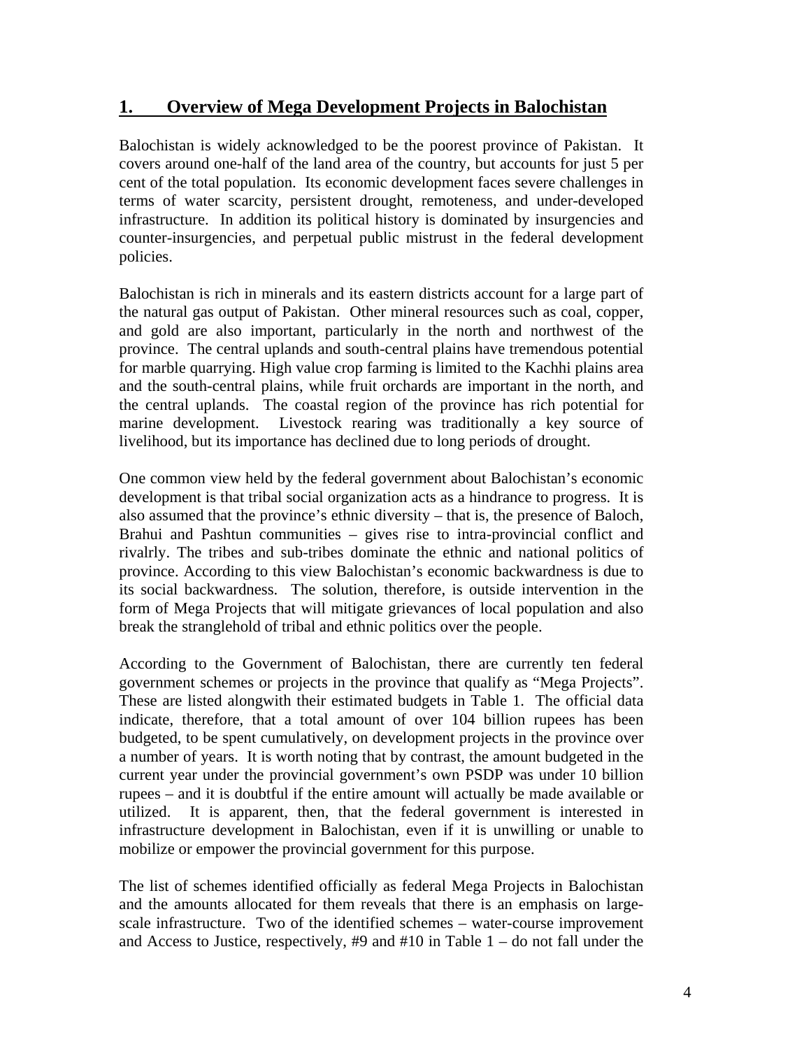## 1. Overview of Mega Development Projects in Balochistan

Balochistan is widely acknowledged to be the poorest province of Pakistan. It covers around one-half of the land area of the country, but accounts for just 5 per cent of the total population. Its economic development faces severe challenges in terms of water scarcity, persistent drought, remoteness, and under-developed infrastructure. In addition its political history is dominated by insurgencies and counter-insurgencies, and perpetual public mistrust in the federal development policies.

Balochistan is rich in minerals and its eastern districts account for a large part of the natural gas output of Pakistan. Other mineral resources such as coal, copper, and gold are also important, particularly in the north and northwest of the province. The central uplands and south-central plains have tremendous potential for marble quarrying. High value crop farming is limited to the Kachhi plains area and the south-central plains, while fruit orchards are important in the north, and the central uplands. The coastal region of the province has rich potential for marine development. Livestock rearing was traditionally a key source of livelihood, but its importance has declined due to long periods of drought.

One common view held by the federal government about Balochistan's economic development is that tribal social organization acts as a hindrance to progress. It is also assumed that the province's ethnic diversity – that is, the presence of Baloch, Brahui and Pashtun communities – gives rise to intra-provincial conflict and rivalrly. The tribes and sub-tribes dominate the ethnic and national politics of province. According to this view Balochistan's economic backwardness is due to its social backwardness. The solution, therefore, is outside intervention in the form of Mega Projects that will mitigate grievances of local population and also break the stranglehold of tribal and ethnic politics over the people.

According to the Government of Balochistan, there are currently ten federal government schemes or projects in the province that qualify as "Mega Projects". These are listed alongwith their estimated budgets in Table 1. The official data indicate, therefore, that a total amount of over 104 billion rupees has been budgeted, to be spent cumulatively, on development projects in the province over a number of years. It is worth noting that by contrast, the amount budgeted in the current year under the provincial government's own PSDP was under 10 billion rupees – and it is doubtful if the entire amount will actually be made available or utilized. It is apparent, then, that the federal government is interested in infrastructure development in Balochistan, even if it is unwilling or unable to mobilize or empower the provincial government for this purpose.

The list of schemes identified officially as federal Mega Projects in Balochistan and the amounts allocated for them reveals that there is an emphasis on large-scale infrastructure. Two of the identified schemes – water-course improvement and Access to Justice, respectively, #9 and #10 in Table 1 – do not fall under the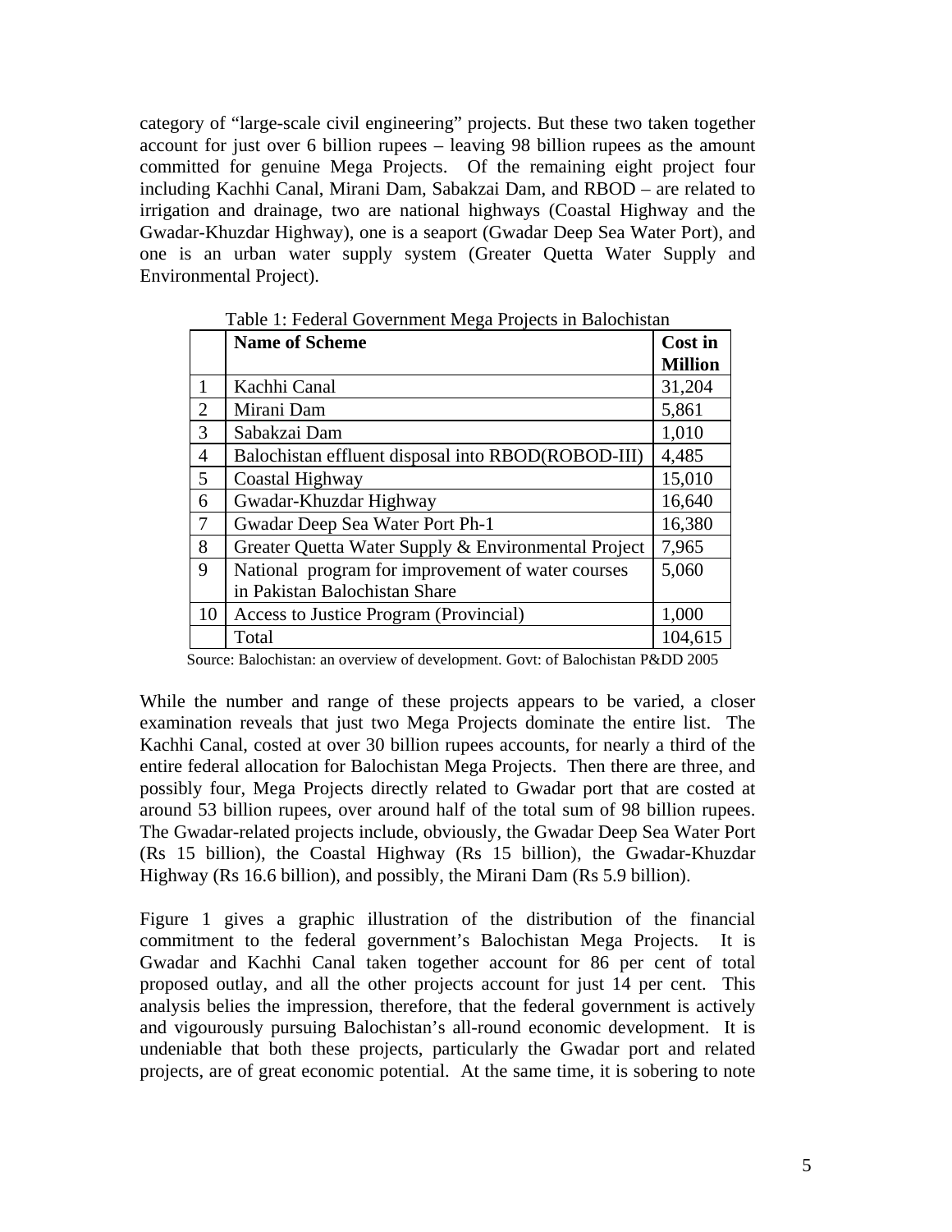category of "large-scale civil engineering" projects. But these two taken together account for just over 6 billion rupees – leaving 98 billion rupees as the amount committed for genuine Mega Projects. Of the remaining eight project four including Kachhi Canal, Mirani Dam, Sabakzai Dam, and RBOD – are related to irrigation and drainage, two are national highways (Coastal Highway and the Gwadar-Khuzdar Highway), one is a seaport (Gwadar Deep Sea Water Port), and one is an urban water supply system (Greater Quetta Water Supply and Environmental Project).

Table 1: Federal Government Mega Projects in Balochistan

| | **Name of Scheme** | **Cost in Million** |
|---|---|---|
| 1 | Kachhi Canal | 31,204 |
| 2 | Mirani Dam | 5,861 |
| 3 | Sabakzai Dam | 1,010 |
| 4 | Balochistan effluent disposal into RBOD(ROBOD-III) | 4,485 |
| 5 | Coastal Highway | 15,010 |
| 6 | Gwadar-Khuzdar Highway | 16,640 |
| 7 | Gwadar Deep Sea Water Port Ph-1 | 16,380 |
| 8 | Greater Quetta Water Supply & Environmental Project | 7,965 |
| 9 | National program for improvement of water courses in Pakistan Balochistan Share | 5,060 |
| 10 | Access to Justice Program (Provincial) | 1,000 |
| | Total | 104,615 |

Source: Balochistan: an overview of development. Govt: of Balochistan P&DD 2005

While the number and range of these projects appears to be varied, a closer examination reveals that just two Mega Projects dominate the entire list. The Kachhi Canal, costed at over 30 billion rupees accounts, for nearly a third of the entire federal allocation for Balochistan Mega Projects. Then there are three, and possibly four, Mega Projects directly related to Gwadar port that are costed at around 53 billion rupees, over around half of the total sum of 98 billion rupees. The Gwadar-related projects include, obviously, the Gwadar Deep Sea Water Port (Rs 15 billion), the Coastal Highway (Rs 15 billion), the Gwadar-Khuzdar Highway (Rs 16.6 billion), and possibly, the Mirani Dam (Rs 5.9 billion).

Figure 1 gives a graphic illustration of the distribution of the financial commitment to the federal government's Balochistan Mega Projects. It is Gwadar and Kachhi Canal taken together account for 86 per cent of total proposed outlay, and all the other projects account for just 14 per cent. This analysis belies the impression, therefore, that the federal government is actively and vigourously pursuing Balochistan's all-round economic development. It is undeniable that both these projects, particularly the Gwadar port and related projects, are of great economic potential. At the same time, it is sobering to note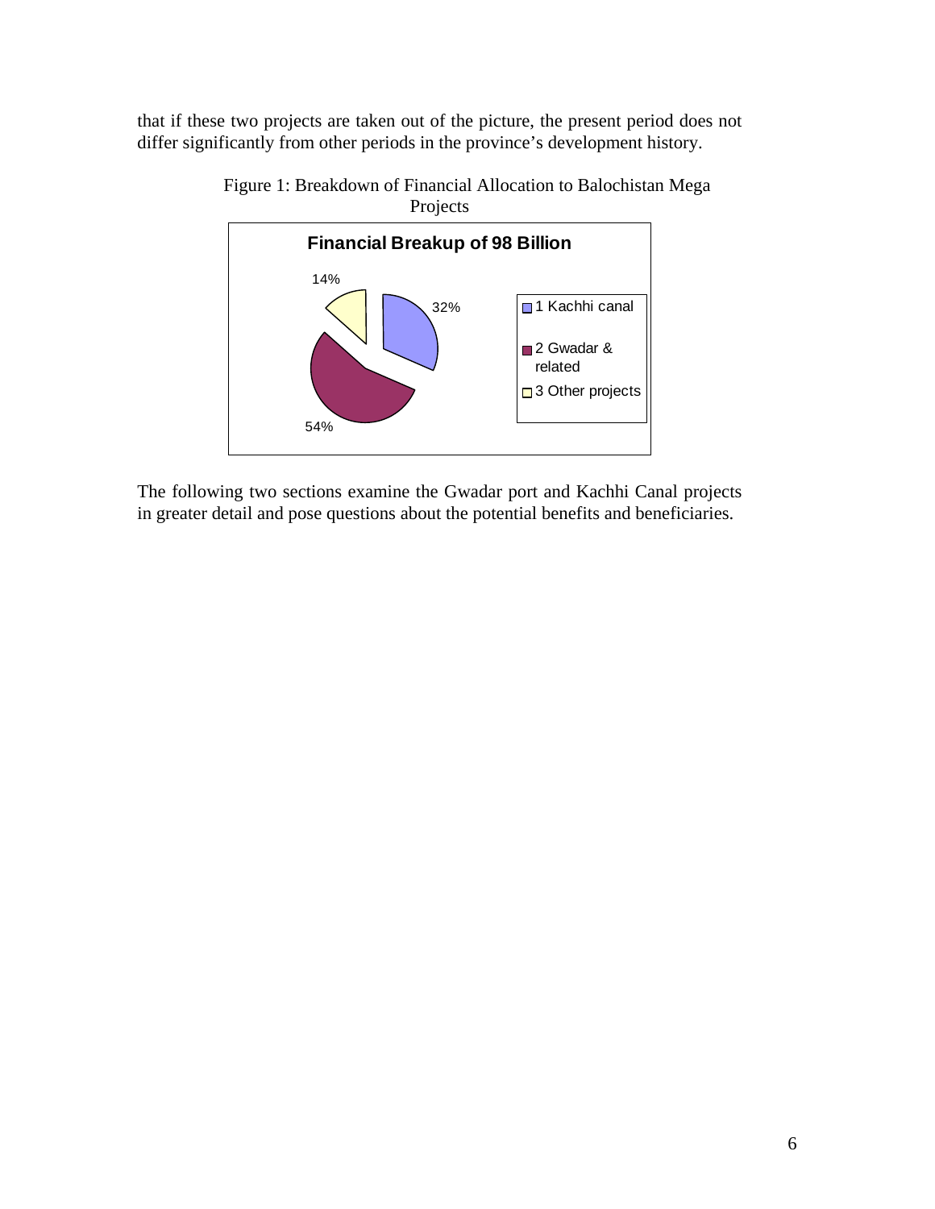that if these two projects are taken out of the picture, the present period does not differ significantly from other periods in the province's development history.

Figure 1: Breakdown of Financial Allocation to Balochistan Mega Projects

**Financial Breakup of 98 Billion**

| Project | Share |
| --- | --- |
| 1 Kachhi canal | 32% |
| 2 Gwadar & related | 54% |
| 3 Other projects | 14% |

The following two sections examine the Gwadar port and Kachhi Canal projects in greater detail and pose questions about the potential benefits and beneficiaries.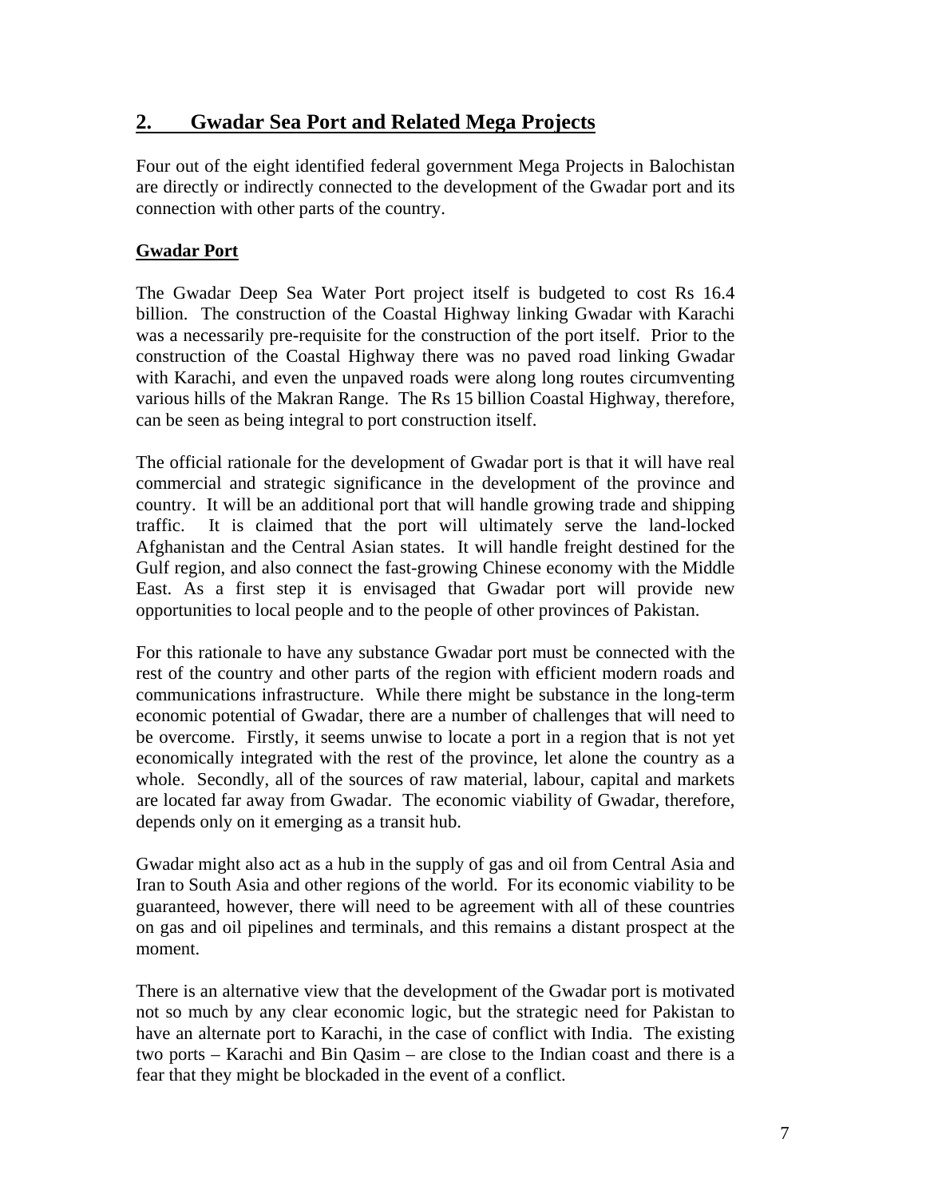## 2. Gwadar Sea Port and Related Mega Projects

Four out of the eight identified federal government Mega Projects in Balochistan are directly or indirectly connected to the development of the Gwadar port and its connection with other parts of the country.

### Gwadar Port

The Gwadar Deep Sea Water Port project itself is budgeted to cost Rs 16.4 billion. The construction of the Coastal Highway linking Gwadar with Karachi was a necessarily pre-requisite for the construction of the port itself. Prior to the construction of the Coastal Highway there was no paved road linking Gwadar with Karachi, and even the unpaved roads were along long routes circumventing various hills of the Makran Range. The Rs 15 billion Coastal Highway, therefore, can be seen as being integral to port construction itself.

The official rationale for the development of Gwadar port is that it will have real commercial and strategic significance in the development of the province and country. It will be an additional port that will handle growing trade and shipping traffic. It is claimed that the port will ultimately serve the land-locked Afghanistan and the Central Asian states. It will handle freight destined for the Gulf region, and also connect the fast-growing Chinese economy with the Middle East. As a first step it is envisaged that Gwadar port will provide new opportunities to local people and to the people of other provinces of Pakistan.

For this rationale to have any substance Gwadar port must be connected with the rest of the country and other parts of the region with efficient modern roads and communications infrastructure. While there might be substance in the long-term economic potential of Gwadar, there are a number of challenges that will need to be overcome. Firstly, it seems unwise to locate a port in a region that is not yet economically integrated with the rest of the province, let alone the country as a whole. Secondly, all of the sources of raw material, labour, capital and markets are located far away from Gwadar. The economic viability of Gwadar, therefore, depends only on it emerging as a transit hub.

Gwadar might also act as a hub in the supply of gas and oil from Central Asia and Iran to South Asia and other regions of the world. For its economic viability to be guaranteed, however, there will need to be agreement with all of these countries on gas and oil pipelines and terminals, and this remains a distant prospect at the moment.

There is an alternative view that the development of the Gwadar port is motivated not so much by any clear economic logic, but the strategic need for Pakistan to have an alternate port to Karachi, in the case of conflict with India. The existing two ports – Karachi and Bin Qasim – are close to the Indian coast and there is a fear that they might be blockaded in the event of a conflict.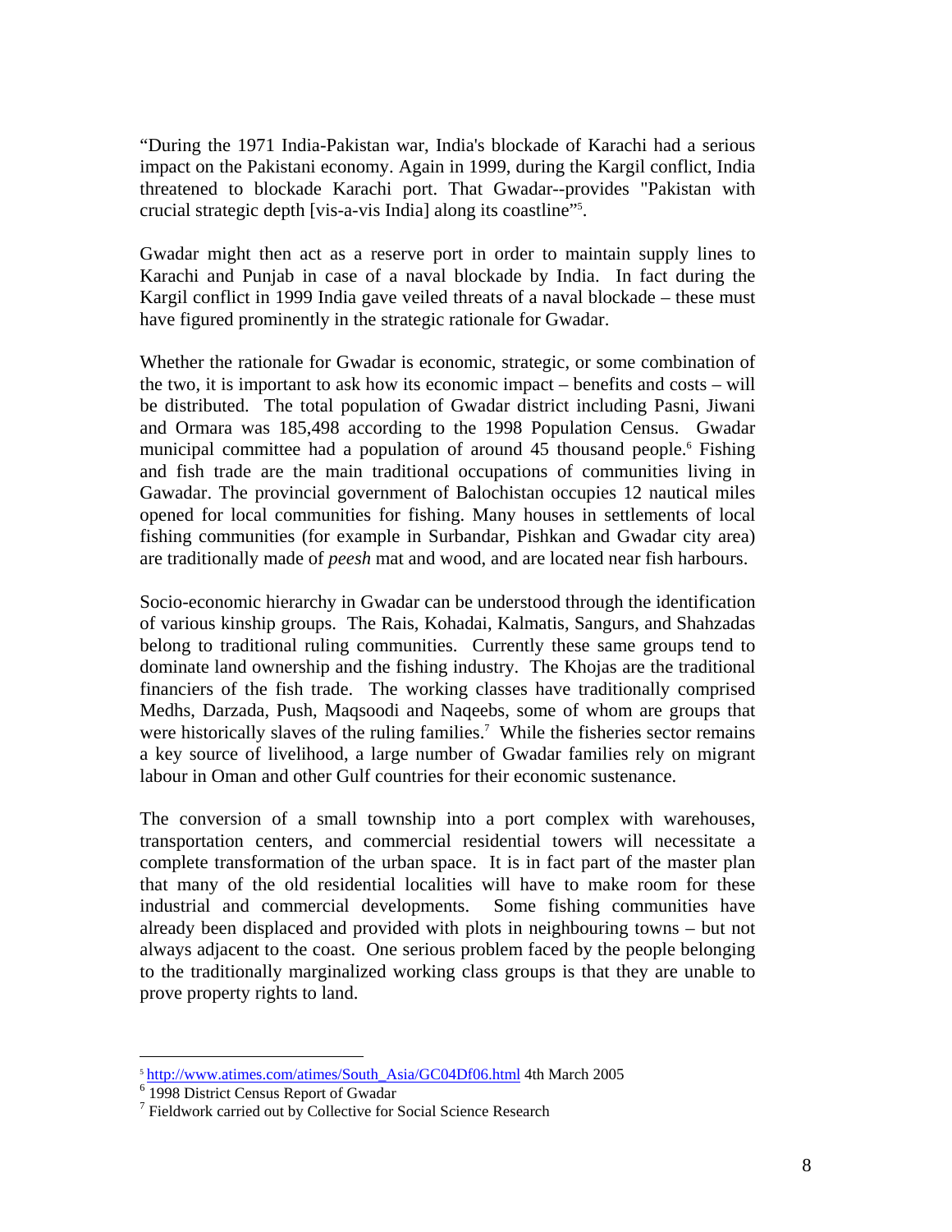"During the 1971 India-Pakistan war, India's blockade of Karachi had a serious impact on the Pakistani economy. Again in 1999, during the Kargil conflict, India threatened to blockade Karachi port. That Gwadar--provides "Pakistan with crucial strategic depth [vis-a-vis India] along its coastline"[5].

Gwadar might then act as a reserve port in order to maintain supply lines to Karachi and Punjab in case of a naval blockade by India. In fact during the Kargil conflict in 1999 India gave veiled threats of a naval blockade – these must have figured prominently in the strategic rationale for Gwadar.

Whether the rationale for Gwadar is economic, strategic, or some combination of the two, it is important to ask how its economic impact – benefits and costs – will be distributed. The total population of Gwadar district including Pasni, Jiwani and Ormara was 185,498 according to the 1998 Population Census. Gwadar municipal committee had a population of around 45 thousand people.[6] Fishing and fish trade are the main traditional occupations of communities living in Gawadar. The provincial government of Balochistan occupies 12 nautical miles opened for local communities for fishing. Many houses in settlements of local fishing communities (for example in Surbandar, Pishkan and Gwadar city area) are traditionally made of *peesh* mat and wood, and are located near fish harbours.

Socio-economic hierarchy in Gwadar can be understood through the identification of various kinship groups. The Rais, Kohadai, Kalmatis, Sangurs, and Shahzadas belong to traditional ruling communities. Currently these same groups tend to dominate land ownership and the fishing industry. The Khojas are the traditional financiers of the fish trade. The working classes have traditionally comprised Medhs, Darzada, Push, Maqsoodi and Naqeebs, some of whom are groups that were historically slaves of the ruling families.[7] While the fisheries sector remains a key source of livelihood, a large number of Gwadar families rely on migrant labour in Oman and other Gulf countries for their economic sustenance.

The conversion of a small township into a port complex with warehouses, transportation centers, and commercial residential towers will necessitate a complete transformation of the urban space. It is in fact part of the master plan that many of the old residential localities will have to make room for these industrial and commercial developments. Some fishing communities have already been displaced and provided with plots in neighbouring towns – but not always adjacent to the coast. One serious problem faced by the people belonging to the traditionally marginalized working class groups is that they are unable to prove property rights to land.

---

[5] http://www.atimes.com/atimes/South_Asia/GC04Df06.html 4th March 2005

[6] 1998 District Census Report of Gwadar

[7] Fieldwork carried out by Collective for Social Science Research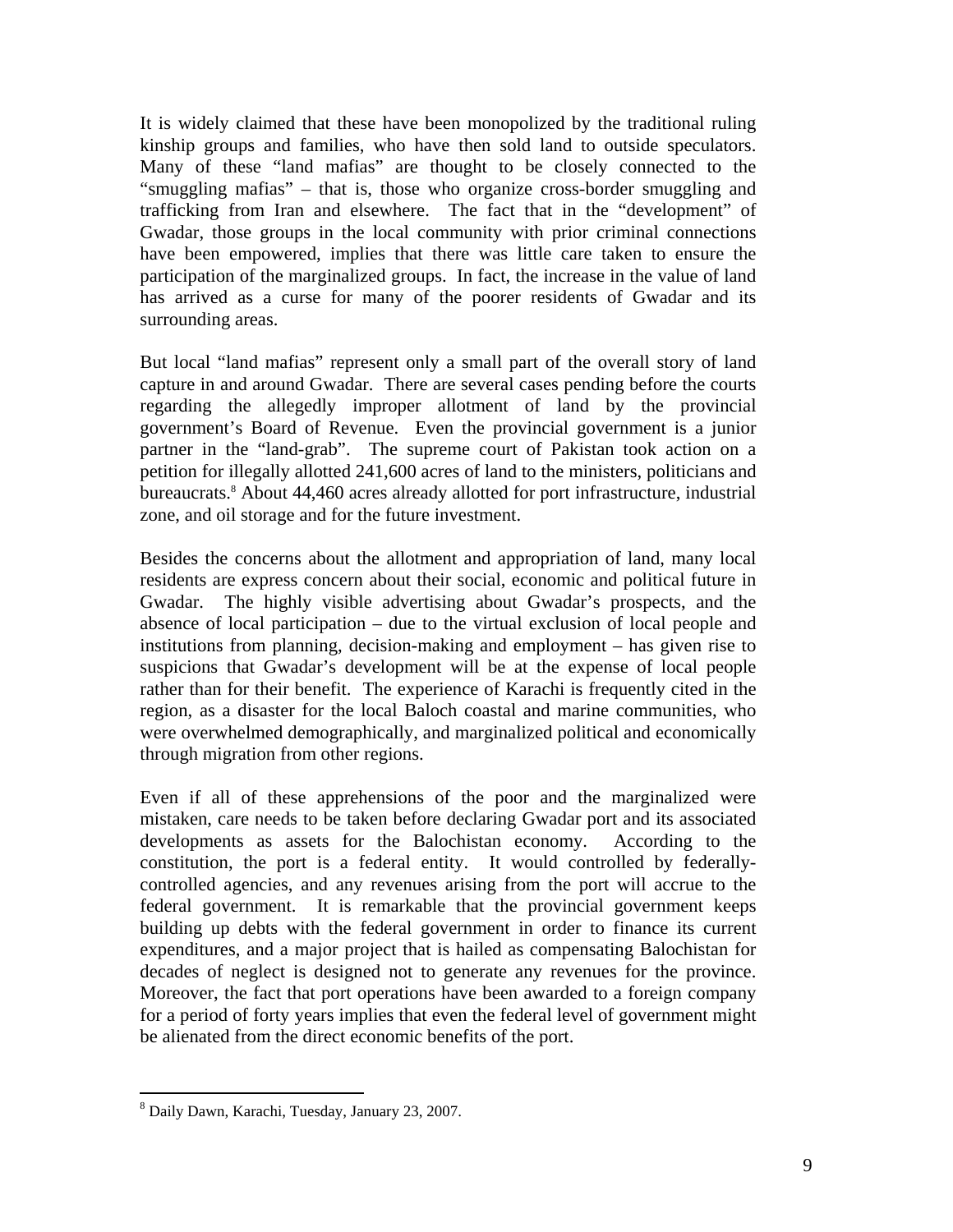It is widely claimed that these have been monopolized by the traditional ruling kinship groups and families, who have then sold land to outside speculators. Many of these "land mafias" are thought to be closely connected to the "smuggling mafias" – that is, those who organize cross-border smuggling and trafficking from Iran and elsewhere. The fact that in the "development" of Gwadar, those groups in the local community with prior criminal connections have been empowered, implies that there was little care taken to ensure the participation of the marginalized groups. In fact, the increase in the value of land has arrived as a curse for many of the poorer residents of Gwadar and its surrounding areas.

But local "land mafias" represent only a small part of the overall story of land capture in and around Gwadar. There are several cases pending before the courts regarding the allegedly improper allotment of land by the provincial government's Board of Revenue. Even the provincial government is a junior partner in the "land-grab". The supreme court of Pakistan took action on a petition for illegally allotted 241,600 acres of land to the ministers, politicians and bureaucrats.[8] About 44,460 acres already allotted for port infrastructure, industrial zone, and oil storage and for the future investment.

Besides the concerns about the allotment and appropriation of land, many local residents are express concern about their social, economic and political future in Gwadar. The highly visible advertising about Gwadar's prospects, and the absence of local participation – due to the virtual exclusion of local people and institutions from planning, decision-making and employment – has given rise to suspicions that Gwadar's development will be at the expense of local people rather than for their benefit. The experience of Karachi is frequently cited in the region, as a disaster for the local Baloch coastal and marine communities, who were overwhelmed demographically, and marginalized political and economically through migration from other regions.

Even if all of these apprehensions of the poor and the marginalized were mistaken, care needs to be taken before declaring Gwadar port and its associated developments as assets for the Balochistan economy. According to the constitution, the port is a federal entity. It would controlled by federally-controlled agencies, and any revenues arising from the port will accrue to the federal government. It is remarkable that the provincial government keeps building up debts with the federal government in order to finance its current expenditures, and a major project that is hailed as compensating Balochistan for decades of neglect is designed not to generate any revenues for the province. Moreover, the fact that port operations have been awarded to a foreign company for a period of forty years implies that even the federal level of government might be alienated from the direct economic benefits of the port.

---

[8] Daily Dawn, Karachi, Tuesday, January 23, 2007.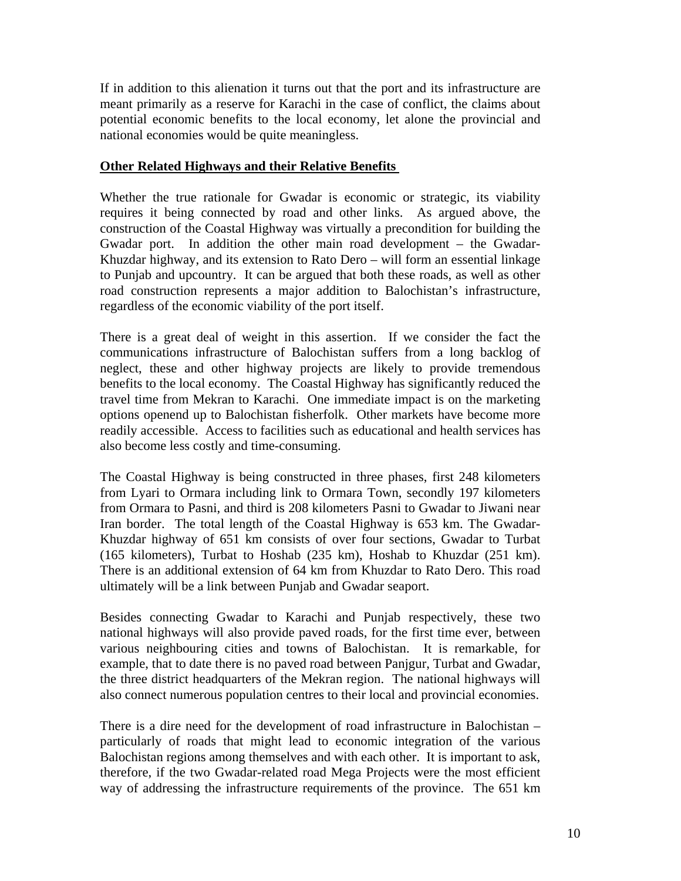If in addition to this alienation it turns out that the port and its infrastructure are meant primarily as a reserve for Karachi in the case of conflict, the claims about potential economic benefits to the local economy, let alone the provincial and national economies would be quite meaningless.

## **Other Related Highways and their Relative Benefits**

Whether the true rationale for Gwadar is economic or strategic, its viability requires it being connected by road and other links. As argued above, the construction of the Coastal Highway was virtually a precondition for building the Gwadar port. In addition the other main road development – the Gwadar-Khuzdar highway, and its extension to Rato Dero – will form an essential linkage to Punjab and upcountry. It can be argued that both these roads, as well as other road construction represents a major addition to Balochistan's infrastructure, regardless of the economic viability of the port itself.

There is a great deal of weight in this assertion. If we consider the fact the communications infrastructure of Balochistan suffers from a long backlog of neglect, these and other highway projects are likely to provide tremendous benefits to the local economy. The Coastal Highway has significantly reduced the travel time from Mekran to Karachi. One immediate impact is on the marketing options openend up to Balochistan fisherfolk. Other markets have become more readily accessible. Access to facilities such as educational and health services has also become less costly and time-consuming.

The Coastal Highway is being constructed in three phases, first 248 kilometers from Lyari to Ormara including link to Ormara Town, secondly 197 kilometers from Ormara to Pasni, and third is 208 kilometers Pasni to Gwadar to Jiwani near Iran border. The total length of the Coastal Highway is 653 km. The Gwadar-Khuzdar highway of 651 km consists of over four sections, Gwadar to Turbat (165 kilometers), Turbat to Hoshab (235 km), Hoshab to Khuzdar (251 km). There is an additional extension of 64 km from Khuzdar to Rato Dero. This road ultimately will be a link between Punjab and Gwadar seaport.

Besides connecting Gwadar to Karachi and Punjab respectively, these two national highways will also provide paved roads, for the first time ever, between various neighbouring cities and towns of Balochistan. It is remarkable, for example, that to date there is no paved road between Panjgur, Turbat and Gwadar, the three district headquarters of the Mekran region. The national highways will also connect numerous population centres to their local and provincial economies.

There is a dire need for the development of road infrastructure in Balochistan – particularly of roads that might lead to economic integration of the various Balochistan regions among themselves and with each other. It is important to ask, therefore, if the two Gwadar-related road Mega Projects were the most efficient way of addressing the infrastructure requirements of the province. The 651 km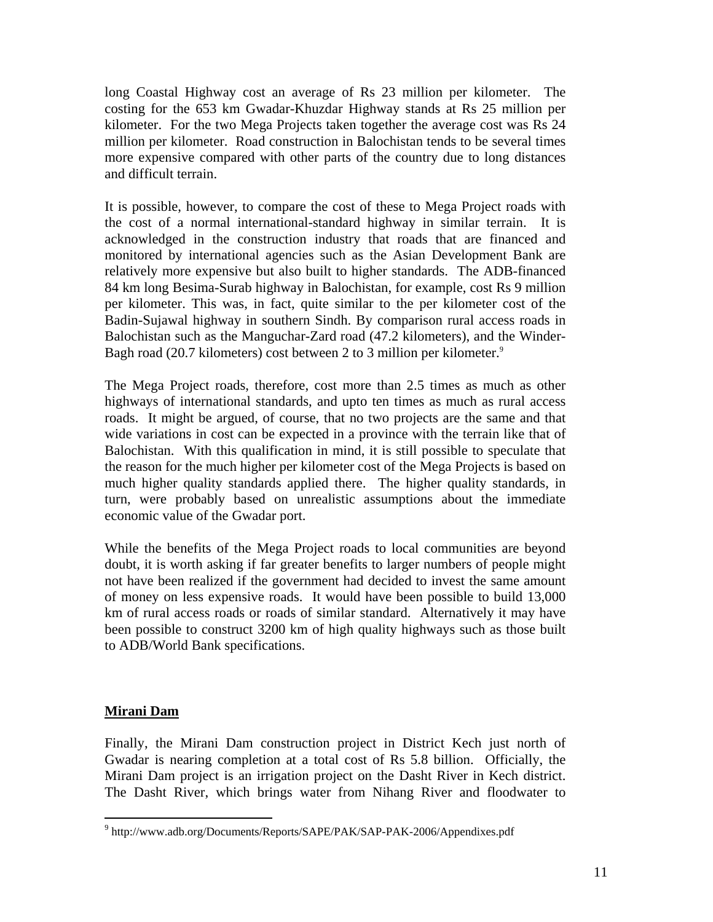long Coastal Highway cost an average of Rs 23 million per kilometer. The costing for the 653 km Gwadar-Khuzdar Highway stands at Rs 25 million per kilometer. For the two Mega Projects taken together the average cost was Rs 24 million per kilometer. Road construction in Balochistan tends to be several times more expensive compared with other parts of the country due to long distances and difficult terrain.

It is possible, however, to compare the cost of these to Mega Project roads with the cost of a normal international-standard highway in similar terrain. It is acknowledged in the construction industry that roads that are financed and monitored by international agencies such as the Asian Development Bank are relatively more expensive but also built to higher standards. The ADB-financed 84 km long Besima-Surab highway in Balochistan, for example, cost Rs 9 million per kilometer. This was, in fact, quite similar to the per kilometer cost of the Badin-Sujawal highway in southern Sindh. By comparison rural access roads in Balochistan such as the Manguchar-Zard road (47.2 kilometers), and the Winder-Bagh road (20.7 kilometers) cost between 2 to 3 million per kilometer.[9]

The Mega Project roads, therefore, cost more than 2.5 times as much as other highways of international standards, and upto ten times as much as rural access roads. It might be argued, of course, that no two projects are the same and that wide variations in cost can be expected in a province with the terrain like that of Balochistan. With this qualification in mind, it is still possible to speculate that the reason for the much higher per kilometer cost of the Mega Projects is based on much higher quality standards applied there. The higher quality standards, in turn, were probably based on unrealistic assumptions about the immediate economic value of the Gwadar port.

While the benefits of the Mega Project roads to local communities are beyond doubt, it is worth asking if far greater benefits to larger numbers of people might not have been realized if the government had decided to invest the same amount of money on less expensive roads. It would have been possible to build 13,000 km of rural access roads or roads of similar standard. Alternatively it may have been possible to construct 3200 km of high quality highways such as those built to ADB/World Bank specifications.

## Mirani Dam

Finally, the Mirani Dam construction project in District Kech just north of Gwadar is nearing completion at a total cost of Rs 5.8 billion. Officially, the Mirani Dam project is an irrigation project on the Dasht River in Kech district. The Dasht River, which brings water from Nihang River and floodwater to

---

[9] http://www.adb.org/Documents/Reports/SAPE/PAK/SAP-PAK-2006/Appendixes.pdf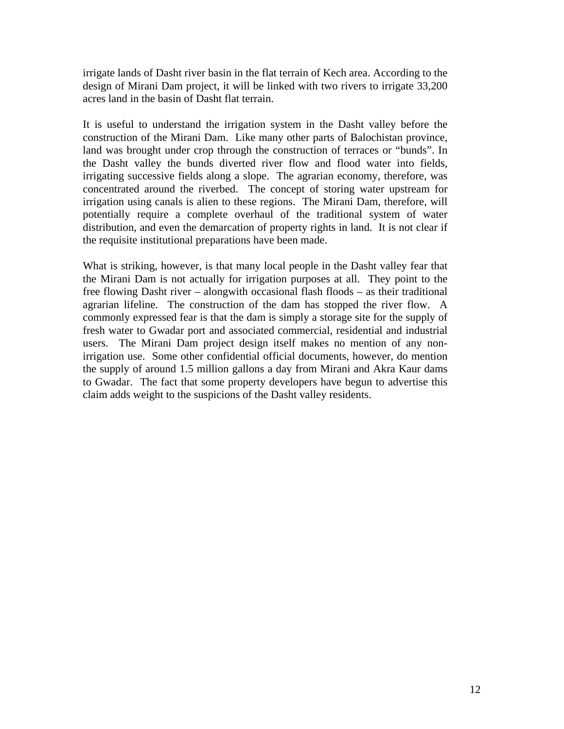irrigate lands of Dasht river basin in the flat terrain of Kech area. According to the design of Mirani Dam project, it will be linked with two rivers to irrigate 33,200 acres land in the basin of Dasht flat terrain.

It is useful to understand the irrigation system in the Dasht valley before the construction of the Mirani Dam. Like many other parts of Balochistan province, land was brought under crop through the construction of terraces or "bunds". In the Dasht valley the bunds diverted river flow and flood water into fields, irrigating successive fields along a slope. The agrarian economy, therefore, was concentrated around the riverbed. The concept of storing water upstream for irrigation using canals is alien to these regions. The Mirani Dam, therefore, will potentially require a complete overhaul of the traditional system of water distribution, and even the demarcation of property rights in land. It is not clear if the requisite institutional preparations have been made.

What is striking, however, is that many local people in the Dasht valley fear that the Mirani Dam is not actually for irrigation purposes at all. They point to the free flowing Dasht river – alongwith occasional flash floods – as their traditional agrarian lifeline. The construction of the dam has stopped the river flow. A commonly expressed fear is that the dam is simply a storage site for the supply of fresh water to Gwadar port and associated commercial, residential and industrial users. The Mirani Dam project design itself makes no mention of any non-irrigation use. Some other confidential official documents, however, do mention the supply of around 1.5 million gallons a day from Mirani and Akra Kaur dams to Gwadar. The fact that some property developers have begun to advertise this claim adds weight to the suspicions of the Dasht valley residents.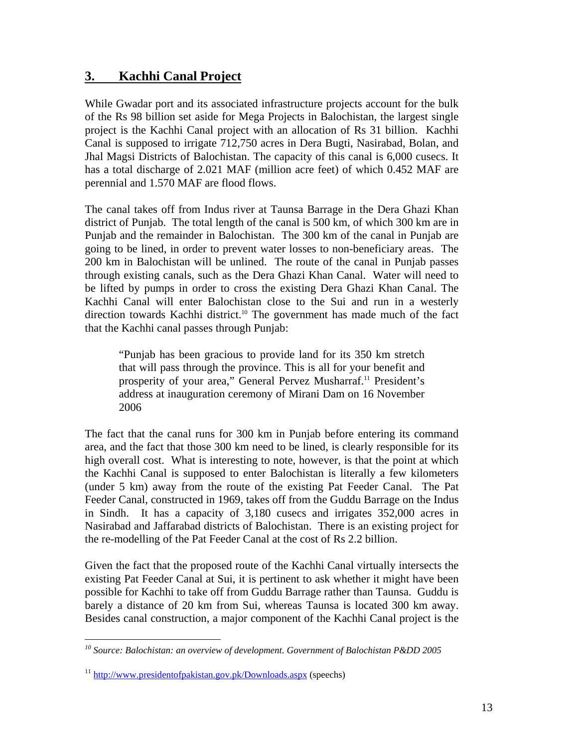## 3. Kachhi Canal Project

While Gwadar port and its associated infrastructure projects account for the bulk of the Rs 98 billion set aside for Mega Projects in Balochistan, the largest single project is the Kachhi Canal project with an allocation of Rs 31 billion. Kachhi Canal is supposed to irrigate 712,750 acres in Dera Bugti, Nasirabad, Bolan, and Jhal Magsi Districts of Balochistan. The capacity of this canal is 6,000 cusecs. It has a total discharge of 2.021 MAF (million acre feet) of which 0.452 MAF are perennial and 1.570 MAF are flood flows.

The canal takes off from Indus river at Taunsa Barrage in the Dera Ghazi Khan district of Punjab. The total length of the canal is 500 km, of which 300 km are in Punjab and the remainder in Balochistan. The 300 km of the canal in Punjab are going to be lined, in order to prevent water losses to non-beneficiary areas. The 200 km in Balochistan will be unlined. The route of the canal in Punjab passes through existing canals, such as the Dera Ghazi Khan Canal. Water will need to be lifted by pumps in order to cross the existing Dera Ghazi Khan Canal. The Kachhi Canal will enter Balochistan close to the Sui and run in a westerly direction towards Kachhi district.[10] The government has made much of the fact that the Kachhi canal passes through Punjab:

> "Punjab has been gracious to provide land for its 350 km stretch that will pass through the province. This is all for your benefit and prosperity of your area," General Pervez Musharraf.[11] President's address at inauguration ceremony of Mirani Dam on 16 November 2006

The fact that the canal runs for 300 km in Punjab before entering its command area, and the fact that those 300 km need to be lined, is clearly responsible for its high overall cost. What is interesting to note, however, is that the point at which the Kachhi Canal is supposed to enter Balochistan is literally a few kilometers (under 5 km) away from the route of the existing Pat Feeder Canal. The Pat Feeder Canal, constructed in 1969, takes off from the Guddu Barrage on the Indus in Sindh. It has a capacity of 3,180 cusecs and irrigates 352,000 acres in Nasirabad and Jaffarabad districts of Balochistan. There is an existing project for the re-modelling of the Pat Feeder Canal at the cost of Rs 2.2 billion.

Given the fact that the proposed route of the Kachhi Canal virtually intersects the existing Pat Feeder Canal at Sui, it is pertinent to ask whether it might have been possible for Kachhi to take off from Guddu Barrage rather than Taunsa. Guddu is barely a distance of 20 km from Sui, whereas Taunsa is located 300 km away. Besides canal construction, a major component of the Kachhi Canal project is the

---

[10] *Source: Balochistan: an overview of development. Government of Balochistan P&DD 2005*

[11] http://www.presidentofpakistan.gov.pk/Downloads.aspx (speechs)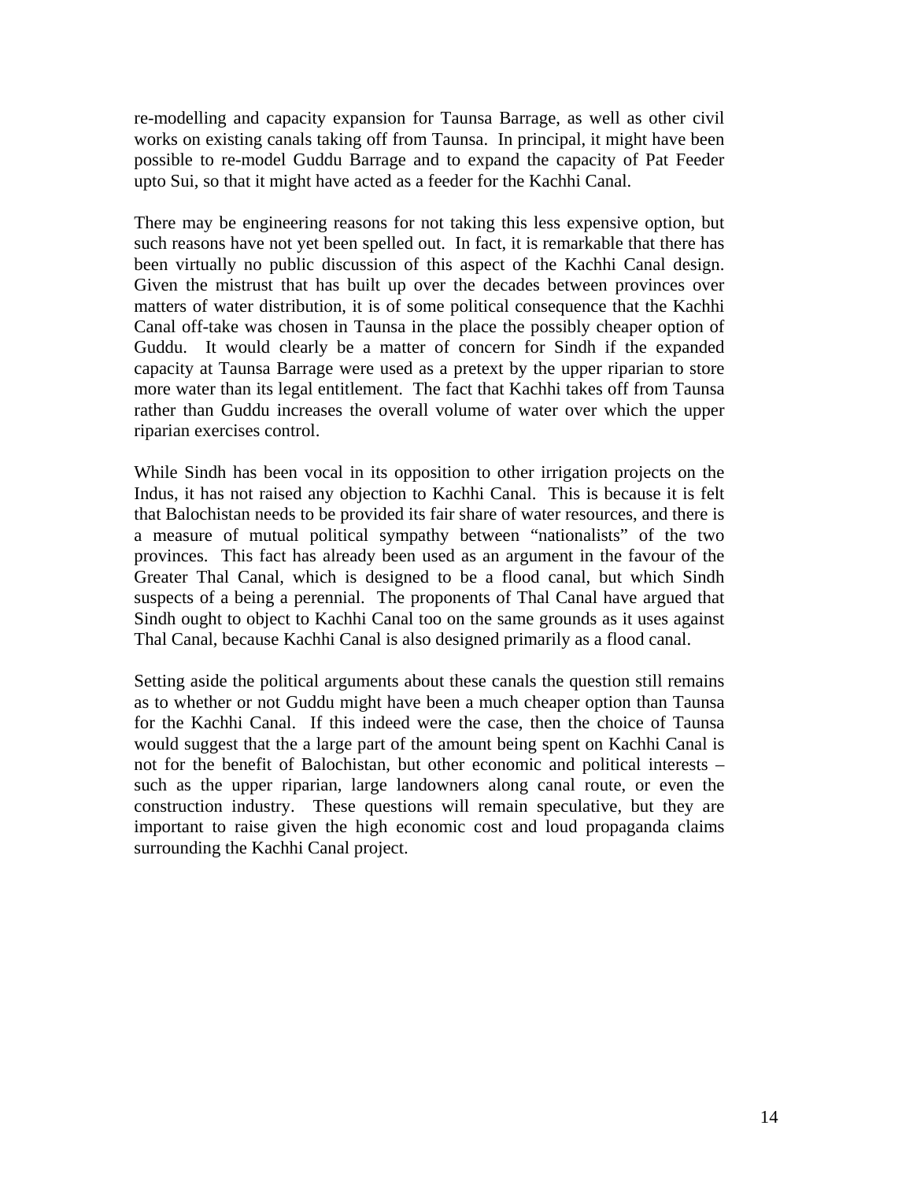re-modelling and capacity expansion for Taunsa Barrage, as well as other civil works on existing canals taking off from Taunsa. In principal, it might have been possible to re-model Guddu Barrage and to expand the capacity of Pat Feeder upto Sui, so that it might have acted as a feeder for the Kachhi Canal.

There may be engineering reasons for not taking this less expensive option, but such reasons have not yet been spelled out. In fact, it is remarkable that there has been virtually no public discussion of this aspect of the Kachhi Canal design. Given the mistrust that has built up over the decades between provinces over matters of water distribution, it is of some political consequence that the Kachhi Canal off-take was chosen in Taunsa in the place the possibly cheaper option of Guddu. It would clearly be a matter of concern for Sindh if the expanded capacity at Taunsa Barrage were used as a pretext by the upper riparian to store more water than its legal entitlement. The fact that Kachhi takes off from Taunsa rather than Guddu increases the overall volume of water over which the upper riparian exercises control.

While Sindh has been vocal in its opposition to other irrigation projects on the Indus, it has not raised any objection to Kachhi Canal. This is because it is felt that Balochistan needs to be provided its fair share of water resources, and there is a measure of mutual political sympathy between "nationalists" of the two provinces. This fact has already been used as an argument in the favour of the Greater Thal Canal, which is designed to be a flood canal, but which Sindh suspects of a being a perennial. The proponents of Thal Canal have argued that Sindh ought to object to Kachhi Canal too on the same grounds as it uses against Thal Canal, because Kachhi Canal is also designed primarily as a flood canal.

Setting aside the political arguments about these canals the question still remains as to whether or not Guddu might have been a much cheaper option than Taunsa for the Kachhi Canal. If this indeed were the case, then the choice of Taunsa would suggest that the a large part of the amount being spent on Kachhi Canal is not for the benefit of Balochistan, but other economic and political interests – such as the upper riparian, large landowners along canal route, or even the construction industry. These questions will remain speculative, but they are important to raise given the high economic cost and loud propaganda claims surrounding the Kachhi Canal project.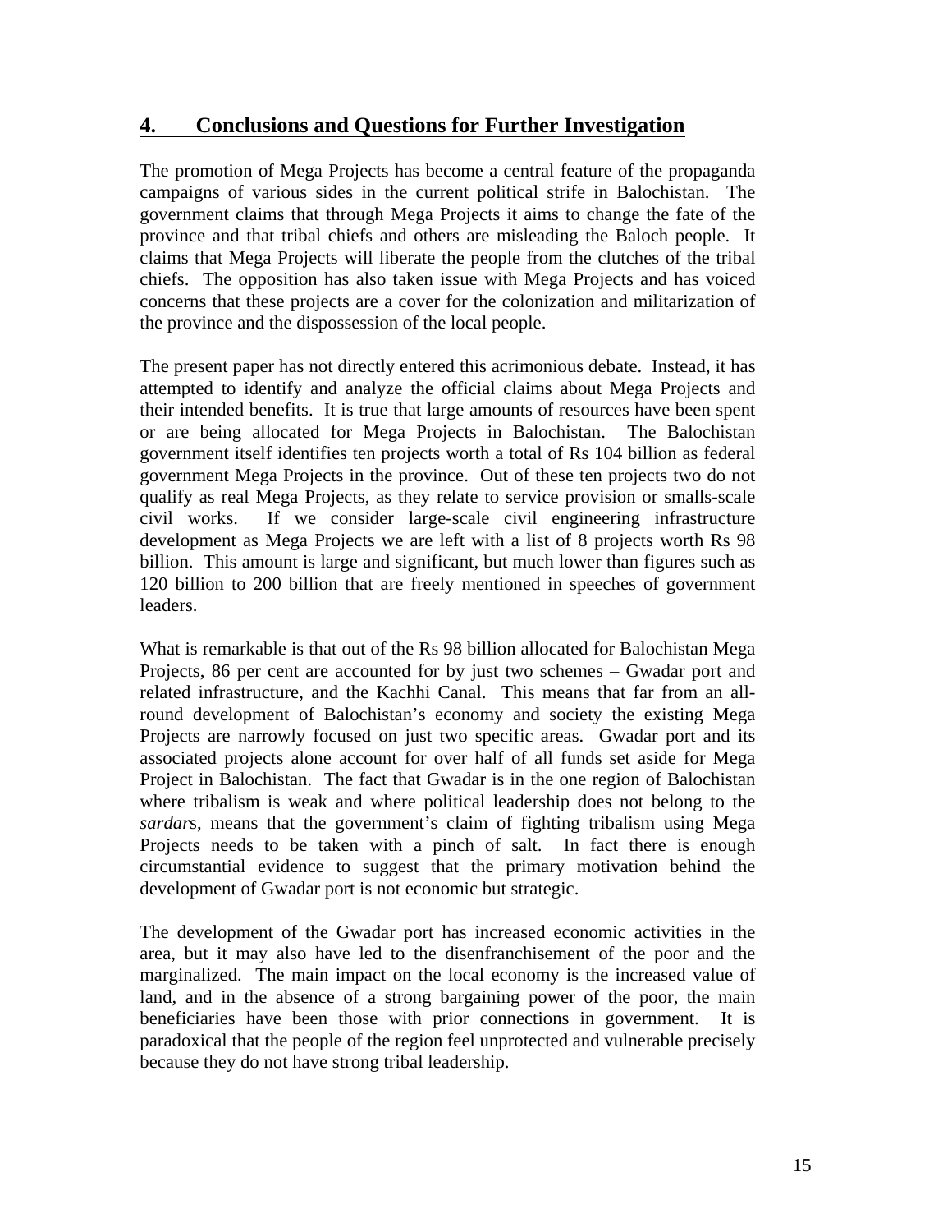## 4. Conclusions and Questions for Further Investigation

The promotion of Mega Projects has become a central feature of the propaganda campaigns of various sides in the current political strife in Balochistan. The government claims that through Mega Projects it aims to change the fate of the province and that tribal chiefs and others are misleading the Baloch people. It claims that Mega Projects will liberate the people from the clutches of the tribal chiefs. The opposition has also taken issue with Mega Projects and has voiced concerns that these projects are a cover for the colonization and militarization of the province and the dispossession of the local people.

The present paper has not directly entered this acrimonious debate. Instead, it has attempted to identify and analyze the official claims about Mega Projects and their intended benefits. It is true that large amounts of resources have been spent or are being allocated for Mega Projects in Balochistan. The Balochistan government itself identifies ten projects worth a total of Rs 104 billion as federal government Mega Projects in the province. Out of these ten projects two do not qualify as real Mega Projects, as they relate to service provision or smalls-scale civil works. If we consider large-scale civil engineering infrastructure development as Mega Projects we are left with a list of 8 projects worth Rs 98 billion. This amount is large and significant, but much lower than figures such as 120 billion to 200 billion that are freely mentioned in speeches of government leaders.

What is remarkable is that out of the Rs 98 billion allocated for Balochistan Mega Projects, 86 per cent are accounted for by just two schemes – Gwadar port and related infrastructure, and the Kachhi Canal. This means that far from an all-round development of Balochistan's economy and society the existing Mega Projects are narrowly focused on just two specific areas. Gwadar port and its associated projects alone account for over half of all funds set aside for Mega Project in Balochistan. The fact that Gwadar is in the one region of Balochistan where tribalism is weak and where political leadership does not belong to the *sardar*s, means that the government's claim of fighting tribalism using Mega Projects needs to be taken with a pinch of salt. In fact there is enough circumstantial evidence to suggest that the primary motivation behind the development of Gwadar port is not economic but strategic.

The development of the Gwadar port has increased economic activities in the area, but it may also have led to the disenfranchisement of the poor and the marginalized. The main impact on the local economy is the increased value of land, and in the absence of a strong bargaining power of the poor, the main beneficiaries have been those with prior connections in government. It is paradoxical that the people of the region feel unprotected and vulnerable precisely because they do not have strong tribal leadership.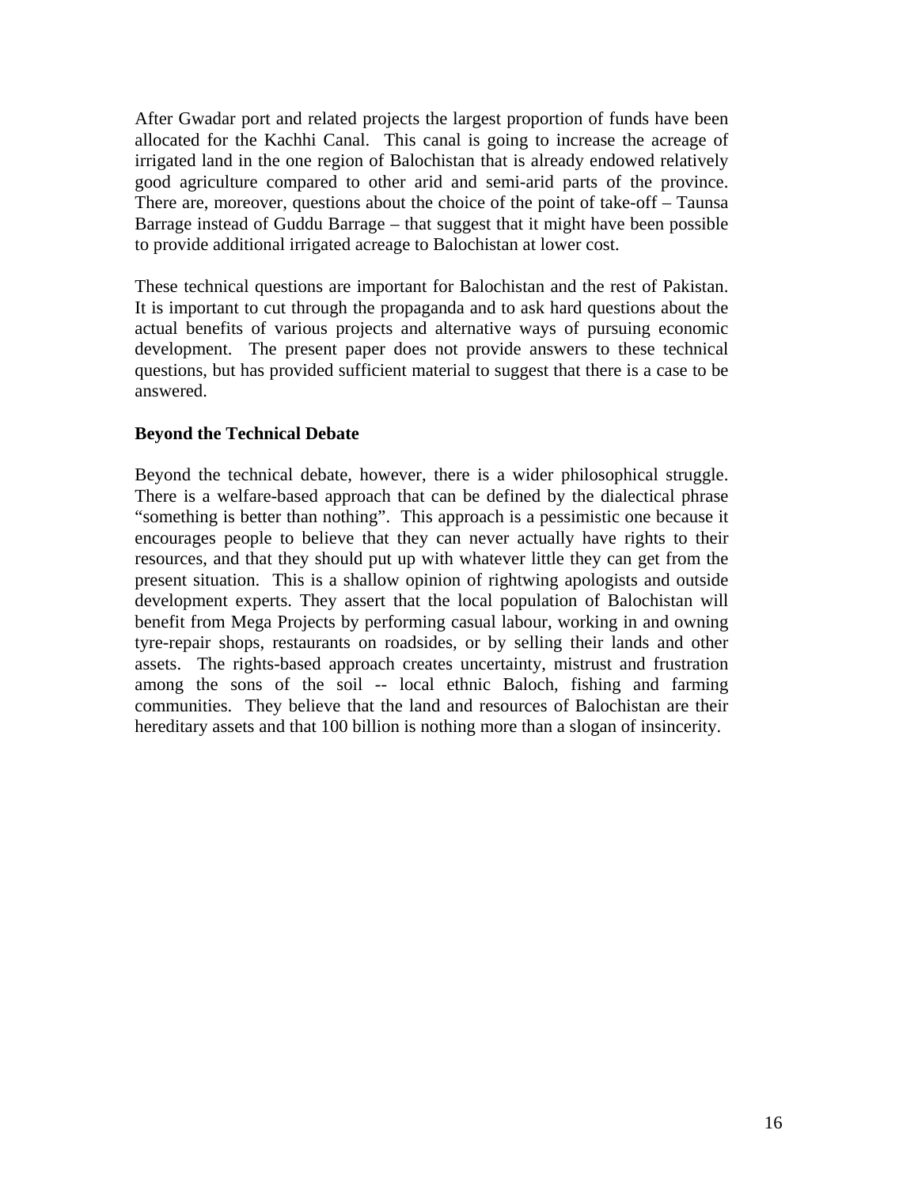After Gwadar port and related projects the largest proportion of funds have been allocated for the Kachhi Canal. This canal is going to increase the acreage of irrigated land in the one region of Balochistan that is already endowed relatively good agriculture compared to other arid and semi-arid parts of the province. There are, moreover, questions about the choice of the point of take-off – Taunsa Barrage instead of Guddu Barrage – that suggest that it might have been possible to provide additional irrigated acreage to Balochistan at lower cost.

These technical questions are important for Balochistan and the rest of Pakistan. It is important to cut through the propaganda and to ask hard questions about the actual benefits of various projects and alternative ways of pursuing economic development. The present paper does not provide answers to these technical questions, but has provided sufficient material to suggest that there is a case to be answered.

**Beyond the Technical Debate**

Beyond the technical debate, however, there is a wider philosophical struggle. There is a welfare-based approach that can be defined by the dialectical phrase "something is better than nothing". This approach is a pessimistic one because it encourages people to believe that they can never actually have rights to their resources, and that they should put up with whatever little they can get from the present situation. This is a shallow opinion of rightwing apologists and outside development experts. They assert that the local population of Balochistan will benefit from Mega Projects by performing casual labour, working in and owning tyre-repair shops, restaurants on roadsides, or by selling their lands and other assets. The rights-based approach creates uncertainty, mistrust and frustration among the sons of the soil -- local ethnic Baloch, fishing and farming communities. They believe that the land and resources of Balochistan are their hereditary assets and that 100 billion is nothing more than a slogan of insincerity.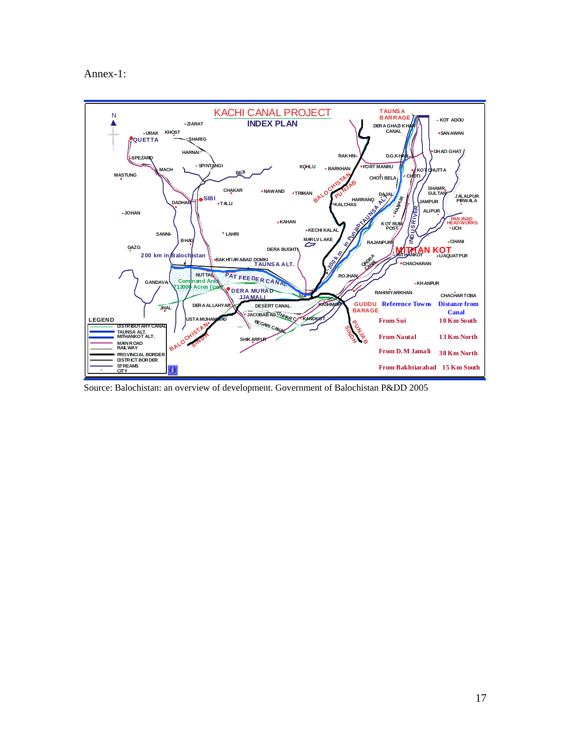Annex-1:

KACHI CANAL PROJECT

INDEX PLAN

TAUNSA BARRAGE

DERA GHAZI KHAN CANAL

KOT ADOU

SANAWAN

ZIARAT

URAK

KHOST

QUETTA

SHARIG

HARNAI

SPEZAND

SPINTANGI

MACH

MASTUNG

BEJI

KOHLU

BARKHAN

RAKHN

FORT MANRU

D.G.KHAN

GHAZI GHAT

KOT CHUTTA

CHOTI BELA

CHOTI

CHAKAR

NAWAND

TRIMAN

BALOCHISTAN

PUNJAB

SIBI

TALLI

DADHAR

JOHAN

HARRANO

KALCHAS

DAJAL

HAJIPUR

SHAMR SULTAN

JAMPUR

JALALPUR PIRWALA

ALIPUR

PANJNAD HEADWORKS

UCH

INDUS RIVER

KOT RUM POST

TAUNSA ALT.

KAHAN

KECHI KALAL

SANNI

LAHRI

BHAG

MARLV LAKE

RAJANPUR

CHANI

GAZG

200 km in Balochistan

DERA BUGHTI

300 km in Punjab

MITHAN KOT

MITHANKOT

LIAQUATPUR

BAKHTIARABAD DOMKI

TAUNSA ALT.

QADRA CANAL

CHACHARAN

NUTTAL

PAT FEEDER CANAL

ROJHAN

GANDAVA

Command Area 713000 Acres (cca)

DERA MURAD JAMALI

SUI

KHANPUR

RAHIMYARKHAN

CHACHARTOBA

JHAL

DERA ALLAHYAR

DESERT CANAL

KASHMOR

GUDDU BARAGE

JACOBABAD

UNHAR C

KANDKOT

USTA MUHAMMAD

BEGARI CANAL

BALOCHISTAN

SINDH

SHIKARPUR

PUNJAB

SINDH

LEGEND

DISTRIBUTARY CANAL

TAUNSA ALT. MITHANKOT ALT.

MAIN ROAD

RAILWAY

PROVINCIAL BORDER

DISTRICT BORDER

STREAMS

CITY

| Reference Towns | Distance from Canal |
|---|---|
| From Sui | 10 Km South |
| From Nautal | 13 Km North |
| From D.M Jamali | 38 Km North |
| From Bakhtiarabad | 15 Km South |

Source: Balochistan: an overview of development. Government of Balochistan P&DD 2005